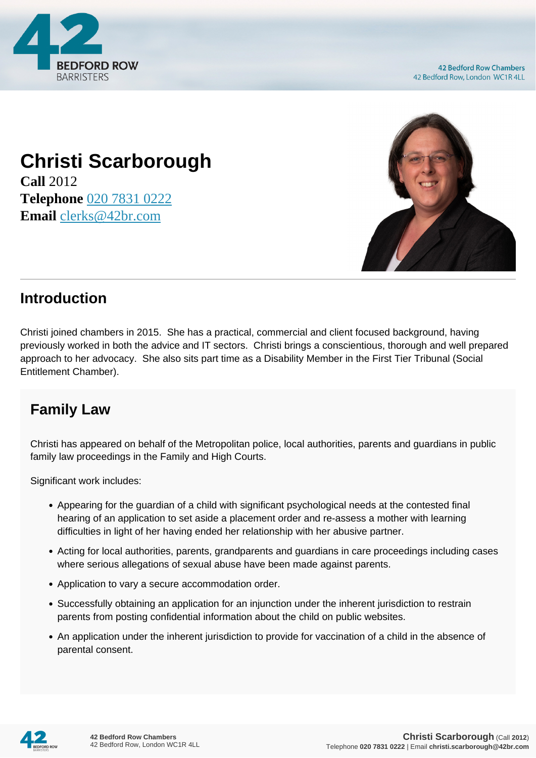# Christi Scarborough

**Call** 2012
**Telephone** 020 7831 0222
**Email** clerks@42br.com

## Introduction

Christi joined chambers in 2015. She has a practical, commercial and client focused background, having previously worked in both the advice and IT sectors. Christi brings a conscientious, thorough and well prepared approach to her advocacy. She also sits part time as a Disability Member in the First Tier Tribunal (Social Entitlement Chamber).

## Family Law

Christi has appeared on behalf of the Metropolitan police, local authorities, parents and guardians in public family law proceedings in the Family and High Courts.

Significant work includes:

- Appearing for the guardian of a child with significant psychological needs at the contested final hearing of an application to set aside a placement order and re-assess a mother with learning difficulties in light of her having ended her relationship with her abusive partner.
- Acting for local authorities, parents, grandparents and guardians in care proceedings including cases where serious allegations of sexual abuse have been made against parents.
- Application to vary a secure accommodation order.
- Successfully obtaining an application for an injunction under the inherent jurisdiction to restrain parents from posting confidential information about the child on public websites.
- An application under the inherent jurisdiction to provide for vaccination of a child in the absence of parental consent.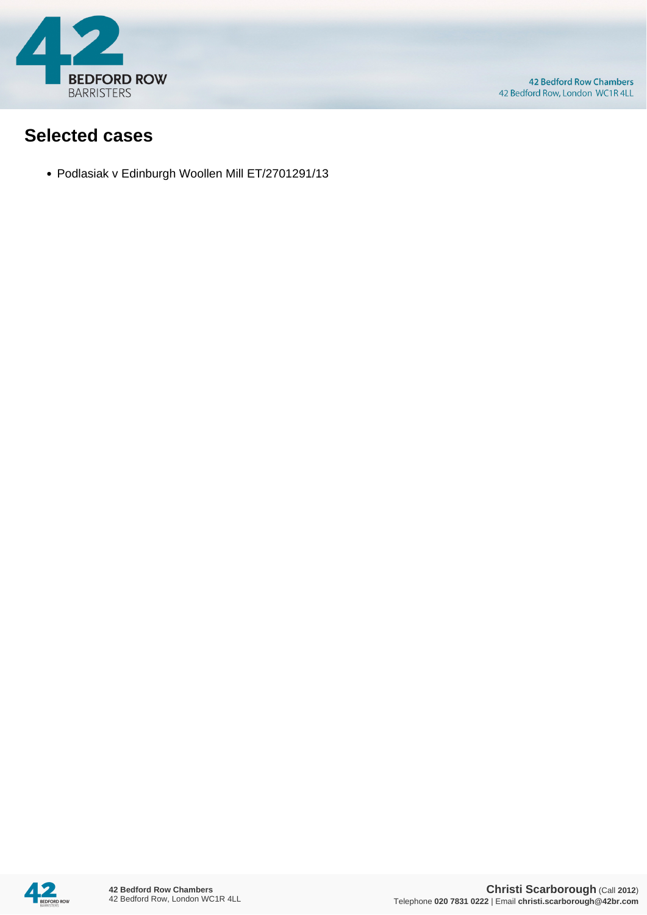## Selected cases

- Podlasiak v Edinburgh Woollen Mill ET/2701291/13